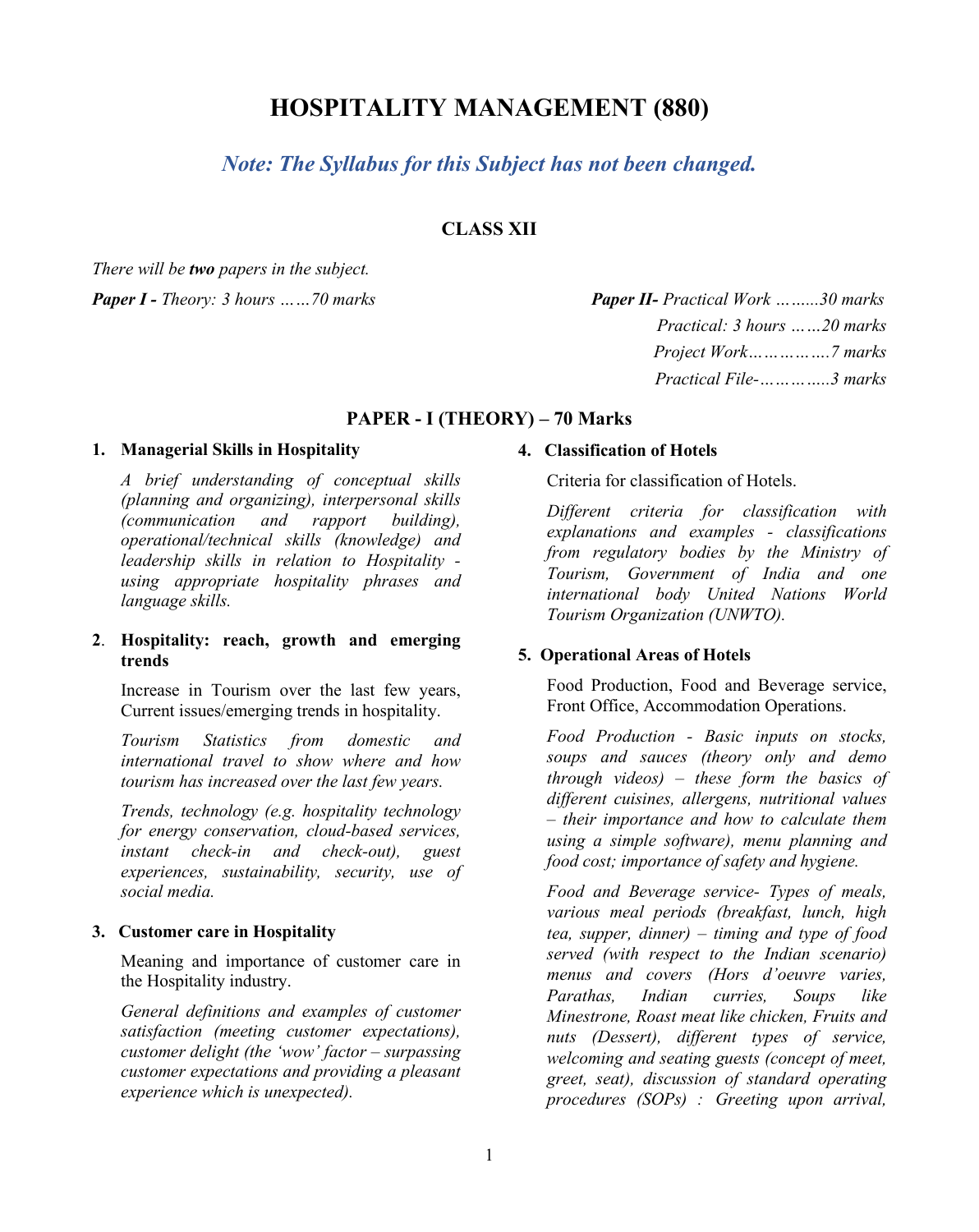# HOSPITALITY MANAGEMENT (880)

***Note: The Syllabus for this Subject has not been changed.***

## CLASS XII

*There will be **two** papers in the subject.*

***Paper I -** Theory: 3 hours ……70 marks*

***Paper II-** Practical Work ……..30 marks*

*Practical: 3 hours ……20 marks*

*Project Work…………….7 marks*

*Practical File-…………..3 marks*

## PAPER - I (THEORY) – 70 Marks

**1. Managerial Skills in Hospitality**

*A brief understanding of conceptual skills (planning and organizing), interpersonal skills (communication and rapport building), operational/technical skills (knowledge) and leadership skills in relation to Hospitality - using appropriate hospitality phrases and language skills.*

**2. Hospitality: reach, growth and emerging trends**

Increase in Tourism over the last few years, Current issues/emerging trends in hospitality.

*Tourism Statistics from domestic and international travel to show where and how tourism has increased over the last few years.*

*Trends, technology (e.g. hospitality technology for energy conservation, cloud-based services, instant check-in and check-out), guest experiences, sustainability, security, use of social media.*

**3. Customer care in Hospitality**

Meaning and importance of customer care in the Hospitality industry.

*General definitions and examples of customer satisfaction (meeting customer expectations), customer delight (the 'wow' factor – surpassing customer expectations and providing a pleasant experience which is unexpected).*

**4. Classification of Hotels**

Criteria for classification of Hotels.

*Different criteria for classification with explanations and examples - classifications from regulatory bodies by the Ministry of Tourism, Government of India and one international body United Nations World Tourism Organization (UNWTO).*

**5. Operational Areas of Hotels**

Food Production, Food and Beverage service, Front Office, Accommodation Operations.

*Food Production - Basic inputs on stocks, soups and sauces (theory only and demo through videos) – these form the basics of different cuisines, allergens, nutritional values – their importance and how to calculate them using a simple software), menu planning and food cost; importance of safety and hygiene.*

*Food and Beverage service- Types of meals, various meal periods (breakfast, lunch, high tea, supper, dinner) – timing and type of food served (with respect to the Indian scenario) menus and covers (Hors d'oeuvre varies, Parathas, Indian curries, Soups like Minestrone, Roast meat like chicken, Fruits and nuts (Dessert), different types of service, welcoming and seating guests (concept of meet, greet, seat), discussion of standard operating procedures (SOPs) : Greeting upon arrival,*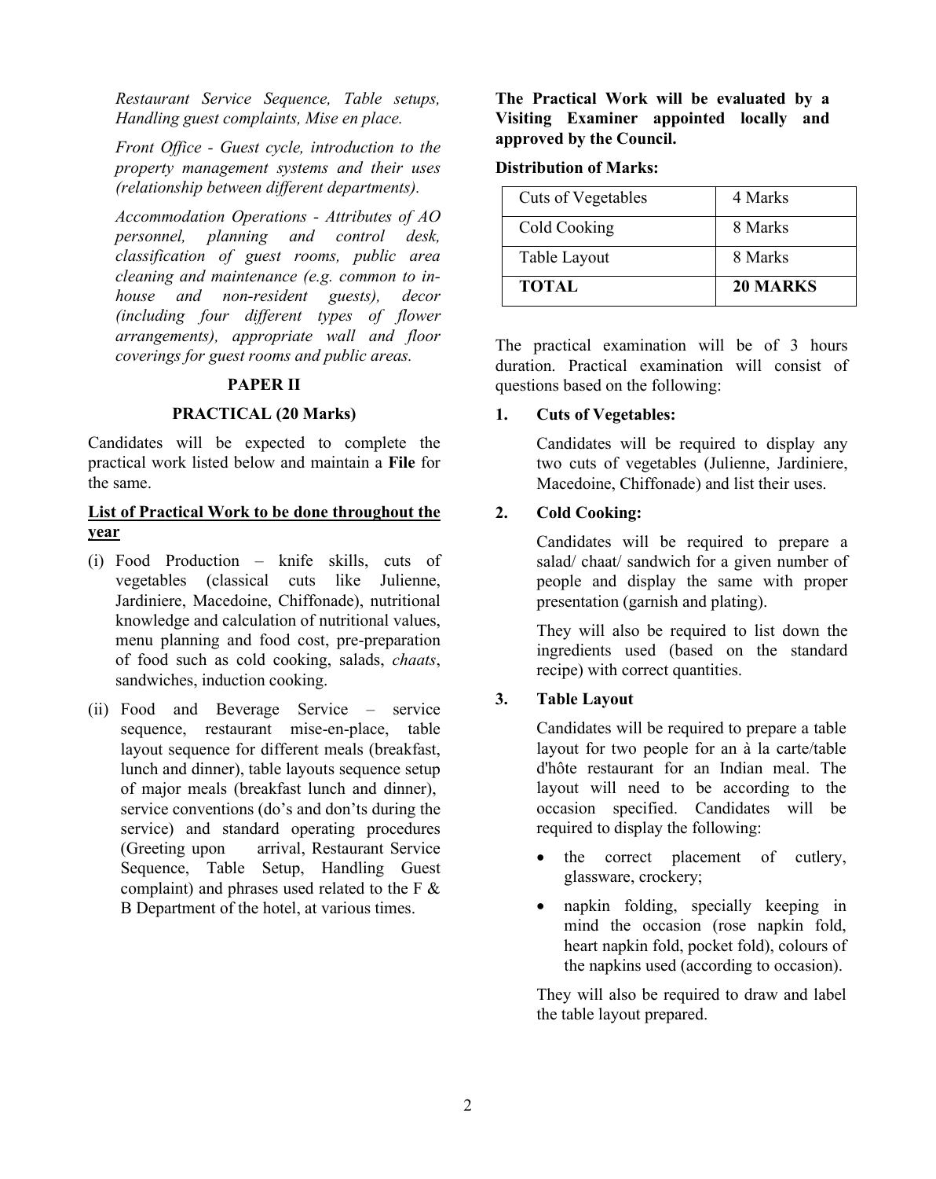*Restaurant Service Sequence, Table setups, Handling guest complaints, Mise en place.*

*Front Office - Guest cycle, introduction to the property management systems and their uses (relationship between different departments).*

*Accommodation Operations - Attributes of AO personnel, planning and control desk, classification of guest rooms, public area cleaning and maintenance (e.g. common to in-house and non-resident guests), decor (including four different types of flower arrangements), appropriate wall and floor coverings for guest rooms and public areas.*

**PAPER II**

**PRACTICAL (20 Marks)**

Candidates will be expected to complete the practical work listed below and maintain a **File** for the same.

**List of Practical Work to be done throughout the year**

(i) Food Production – knife skills, cuts of vegetables (classical cuts like Julienne, Jardiniere, Macedoine, Chiffonade), nutritional knowledge and calculation of nutritional values, menu planning and food cost, pre-preparation of food such as cold cooking, salads, *chaats*, sandwiches, induction cooking.

(ii) Food and Beverage Service – service sequence, restaurant mise-en-place, table layout sequence for different meals (breakfast, lunch and dinner), table layouts sequence setup of major meals (breakfast lunch and dinner), service conventions (do's and don'ts during the service) and standard operating procedures (Greeting upon arrival, Restaurant Service Sequence, Table Setup, Handling Guest complaint) and phrases used related to the F & B Department of the hotel, at various times.

**The Practical Work will be evaluated by a Visiting Examiner appointed locally and approved by the Council.**

**Distribution of Marks:**

| Cuts of Vegetables | 4 Marks |
|---|---|
| Cold Cooking | 8 Marks |
| Table Layout | 8 Marks |
| **TOTAL** | **20 MARKS** |

The practical examination will be of 3 hours duration. Practical examination will consist of questions based on the following:

**1. Cuts of Vegetables:**

Candidates will be required to display any two cuts of vegetables (Julienne, Jardiniere, Macedoine, Chiffonade) and list their uses.

**2. Cold Cooking:**

Candidates will be required to prepare a salad/ chaat/ sandwich for a given number of people and display the same with proper presentation (garnish and plating).

They will also be required to list down the ingredients used (based on the standard recipe) with correct quantities.

**3. Table Layout**

Candidates will be required to prepare a table layout for two people for an à la carte/table d'hôte restaurant for an Indian meal. The layout will need to be according to the occasion specified. Candidates will be required to display the following:

- the correct placement of cutlery, glassware, crockery;
- napkin folding, specially keeping in mind the occasion (rose napkin fold, heart napkin fold, pocket fold), colours of the napkins used (according to occasion).

They will also be required to draw and label the table layout prepared.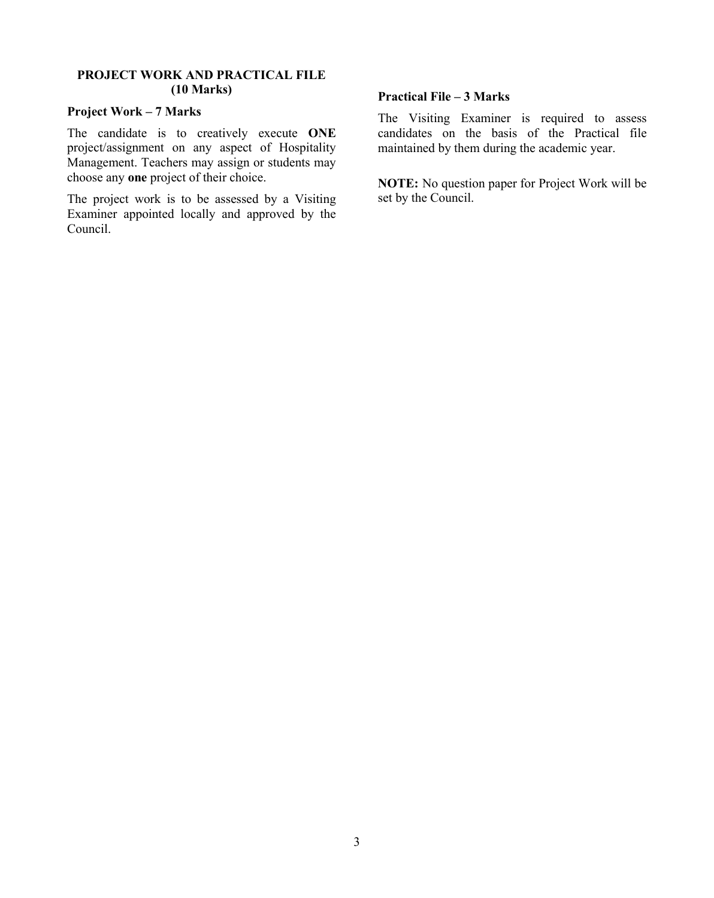## PROJECT WORK AND PRACTICAL FILE (10 Marks)

### Project Work – 7 Marks

The candidate is to creatively execute **ONE** project/assignment on any aspect of Hospitality Management. Teachers may assign or students may choose any **one** project of their choice.

The project work is to be assessed by a Visiting Examiner appointed locally and approved by the Council.

### Practical File – 3 Marks

The Visiting Examiner is required to assess candidates on the basis of the Practical file maintained by them during the academic year.

**NOTE:** No question paper for Project Work will be set by the Council.